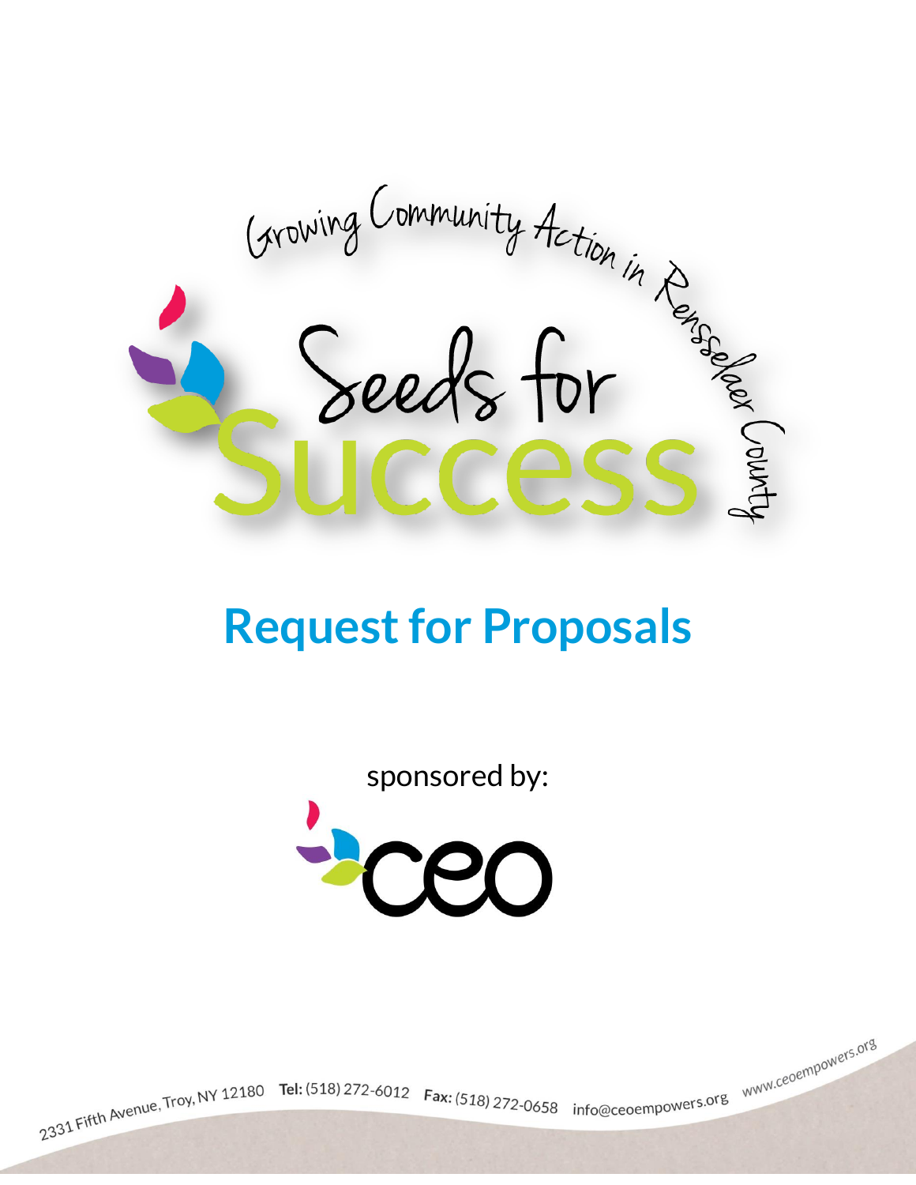Growing Community Action in Rensselaer County

# Seeds for Success

## Request for Proposals

sponsored by:

ceo

2331 Fifth Avenue, Troy, NY 12180 **Tel:** (518) 272-6012 **Fax:** (518) 272-0658 info@ceoempowers.org www.ceoempowers.org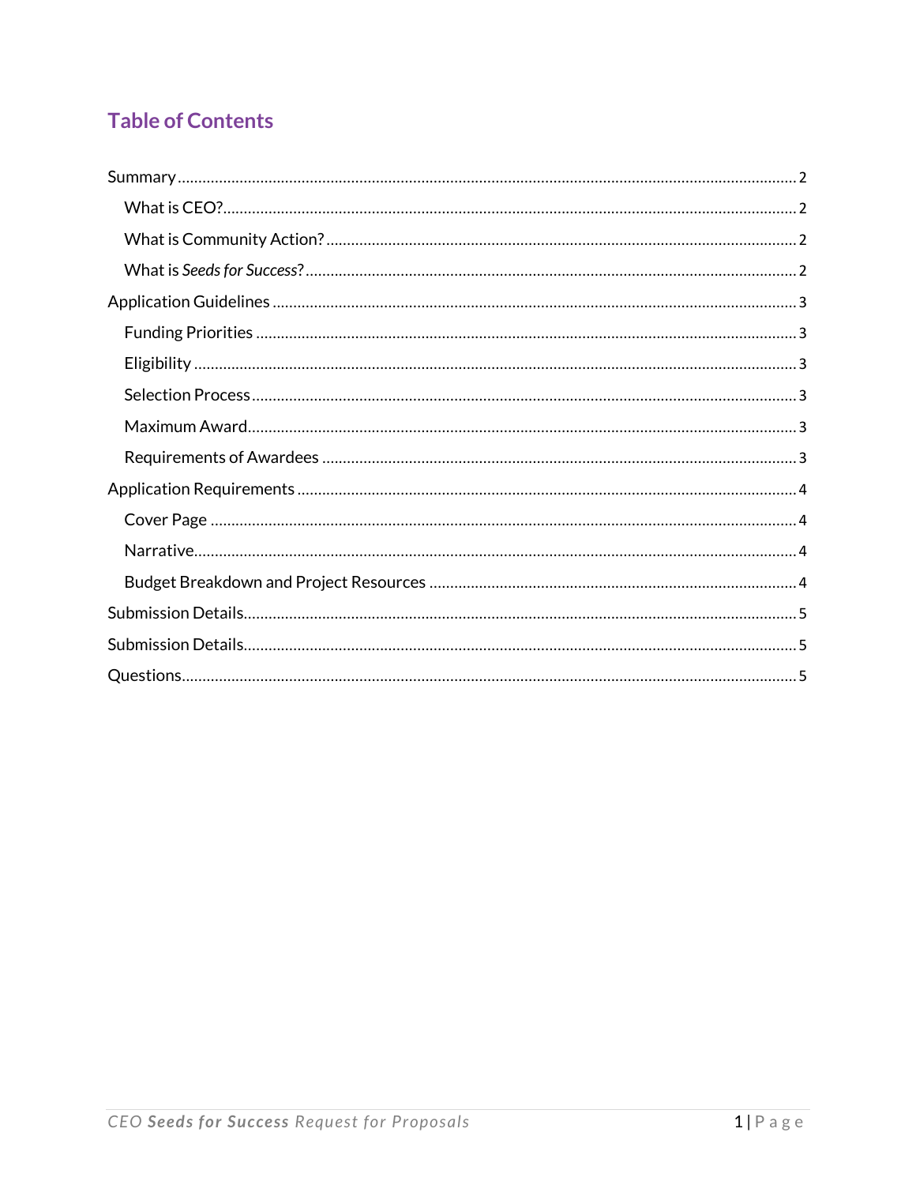## Table of Contents

- Summary ........ 2
  - What is CEO? ........ 2
  - What is Community Action? ........ 2
  - What is *Seeds for Success*? ........ 2
- Application Guidelines ........ 3
  - Funding Priorities ........ 3
  - Eligibility ........ 3
  - Selection Process ........ 3
  - Maximum Award ........ 3
  - Requirements of Awardees ........ 3
- Application Requirements ........ 4
  - Cover Page ........ 4
  - Narrative ........ 4
  - Budget Breakdown and Project Resources ........ 4
- Submission Details ........ 5
- Submission Details ........ 5
- Questions ........ 5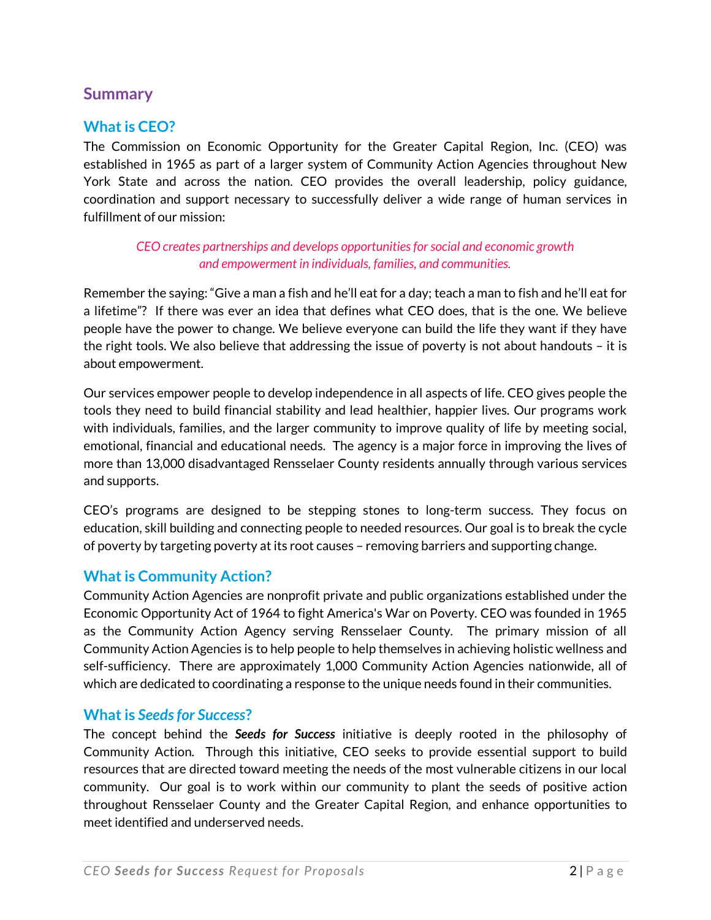# Summary

## What is CEO?

The Commission on Economic Opportunity for the Greater Capital Region, Inc. (CEO) was established in 1965 as part of a larger system of Community Action Agencies throughout New York State and across the nation. CEO provides the overall leadership, policy guidance, coordination and support necessary to successfully deliver a wide range of human services in fulfillment of our mission:

> *CEO creates partnerships and develops opportunities for social and economic growth and empowerment in individuals, families, and communities.*

Remember the saying: "Give a man a fish and he'll eat for a day; teach a man to fish and he'll eat for a lifetime"? If there was ever an idea that defines what CEO does, that is the one. We believe people have the power to change. We believe everyone can build the life they want if they have the right tools. We also believe that addressing the issue of poverty is not about handouts – it is about empowerment.

Our services empower people to develop independence in all aspects of life. CEO gives people the tools they need to build financial stability and lead healthier, happier lives. Our programs work with individuals, families, and the larger community to improve quality of life by meeting social, emotional, financial and educational needs. The agency is a major force in improving the lives of more than 13,000 disadvantaged Rensselaer County residents annually through various services and supports.

CEO's programs are designed to be stepping stones to long-term success. They focus on education, skill building and connecting people to needed resources. Our goal is to break the cycle of poverty by targeting poverty at its root causes – removing barriers and supporting change.

## What is Community Action?

Community Action Agencies are nonprofit private and public organizations established under the Economic Opportunity Act of 1964 to fight America's War on Poverty. CEO was founded in 1965 as the Community Action Agency serving Rensselaer County. The primary mission of all Community Action Agencies is to help people to help themselves in achieving holistic wellness and self-sufficiency. There are approximately 1,000 Community Action Agencies nationwide, all of which are dedicated to coordinating a response to the unique needs found in their communities.

## What is *Seeds for Success*?

The concept behind the ***Seeds for Success*** initiative is deeply rooted in the philosophy of Community Action. Through this initiative, CEO seeks to provide essential support to build resources that are directed toward meeting the needs of the most vulnerable citizens in our local community. Our goal is to work within our community to plant the seeds of positive action throughout Rensselaer County and the Greater Capital Region, and enhance opportunities to meet identified and underserved needs.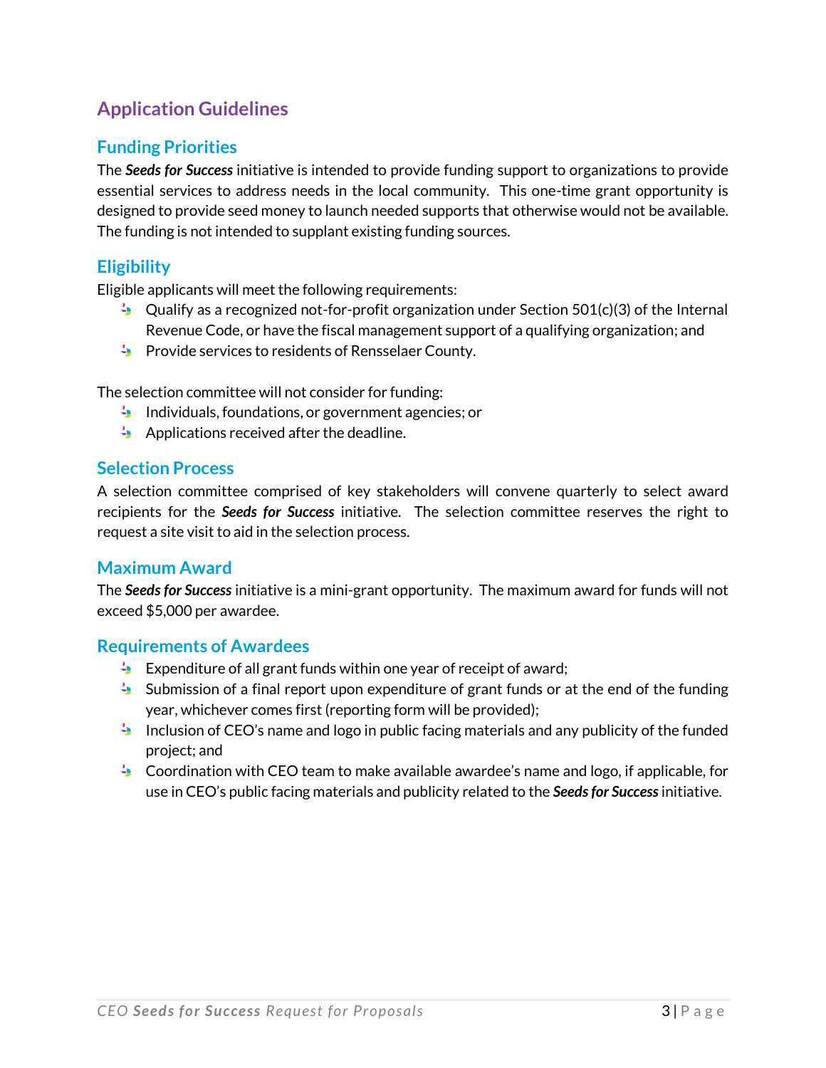# Application Guidelines

## Funding Priorities

The ***Seeds for Success*** initiative is intended to provide funding support to organizations to provide essential services to address needs in the local community. This one-time grant opportunity is designed to provide seed money to launch needed supports that otherwise would not be available. The funding is not intended to supplant existing funding sources.

## Eligibility

Eligible applicants will meet the following requirements:

- Qualify as a recognized not-for-profit organization under Section 501(c)(3) of the Internal Revenue Code, or have the fiscal management support of a qualifying organization; and
- Provide services to residents of Rensselaer County.

The selection committee will not consider for funding:

- Individuals, foundations, or government agencies; or
- Applications received after the deadline.

## Selection Process

A selection committee comprised of key stakeholders will convene quarterly to select award recipients for the ***Seeds for Success*** initiative. The selection committee reserves the right to request a site visit to aid in the selection process.

## Maximum Award

The ***Seeds for Success*** initiative is a mini-grant opportunity. The maximum award for funds will not exceed $5,000 per awardee.

## Requirements of Awardees

- Expenditure of all grant funds within one year of receipt of award;
- Submission of a final report upon expenditure of grant funds or at the end of the funding year, whichever comes first (reporting form will be provided);
- Inclusion of CEO's name and logo in public facing materials and any publicity of the funded project; and
- Coordination with CEO team to make available awardee's name and logo, if applicable, for use in CEO's public facing materials and publicity related to the ***Seeds for Success*** initiative.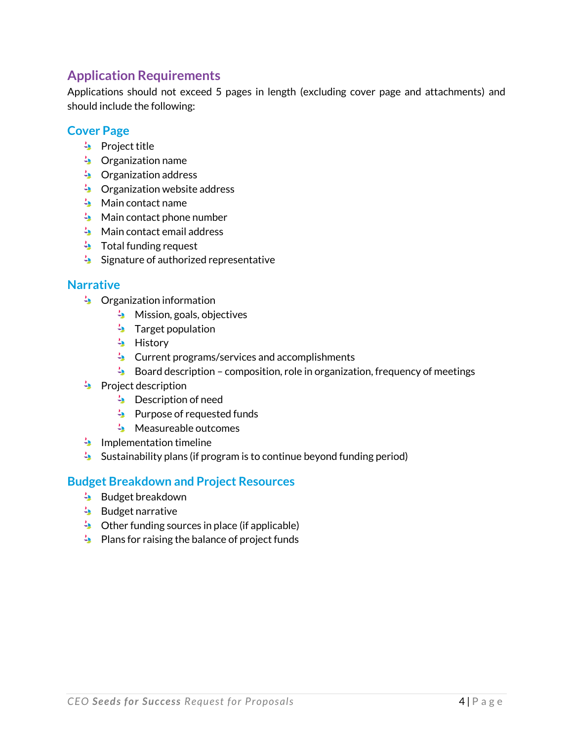## Application Requirements

Applications should not exceed 5 pages in length (excluding cover page and attachments) and should include the following:

### Cover Page

- Project title
- Organization name
- Organization address
- Organization website address
- Main contact name
- Main contact phone number
- Main contact email address
- Total funding request
- Signature of authorized representative

### Narrative

- Organization information
  - Mission, goals, objectives
  - Target population
  - History
  - Current programs/services and accomplishments
  - Board description – composition, role in organization, frequency of meetings
- Project description
  - Description of need
  - Purpose of requested funds
  - Measureable outcomes
- Implementation timeline
- Sustainability plans (if program is to continue beyond funding period)

### Budget Breakdown and Project Resources

- Budget breakdown
- Budget narrative
- Other funding sources in place (if applicable)
- Plans for raising the balance of project funds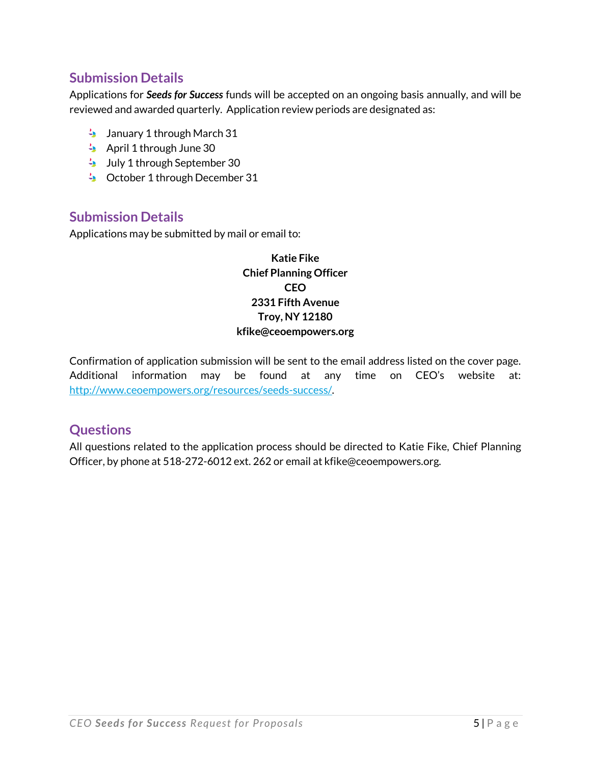## Submission Details

Applications for ***Seeds for Success*** funds will be accepted on an ongoing basis annually, and will be reviewed and awarded quarterly. Application review periods are designated as:

- January 1 through March 31
- April 1 through June 30
- July 1 through September 30
- October 1 through December 31

## Submission Details

Applications may be submitted by mail or email to:

**Katie Fike**
**Chief Planning Officer**
**CEO**
**2331 Fifth Avenue**
**Troy, NY 12180**
**kfike@ceoempowers.org**

Confirmation of application submission will be sent to the email address listed on the cover page. Additional information may be found at any time on CEO's website at: [http://www.ceoempowers.org/resources/seeds-success/](http://www.ceoempowers.org/resources/seeds-success/).

## Questions

All questions related to the application process should be directed to Katie Fike, Chief Planning Officer, by phone at 518-272-6012 ext. 262 or email at kfike@ceoempowers.org.